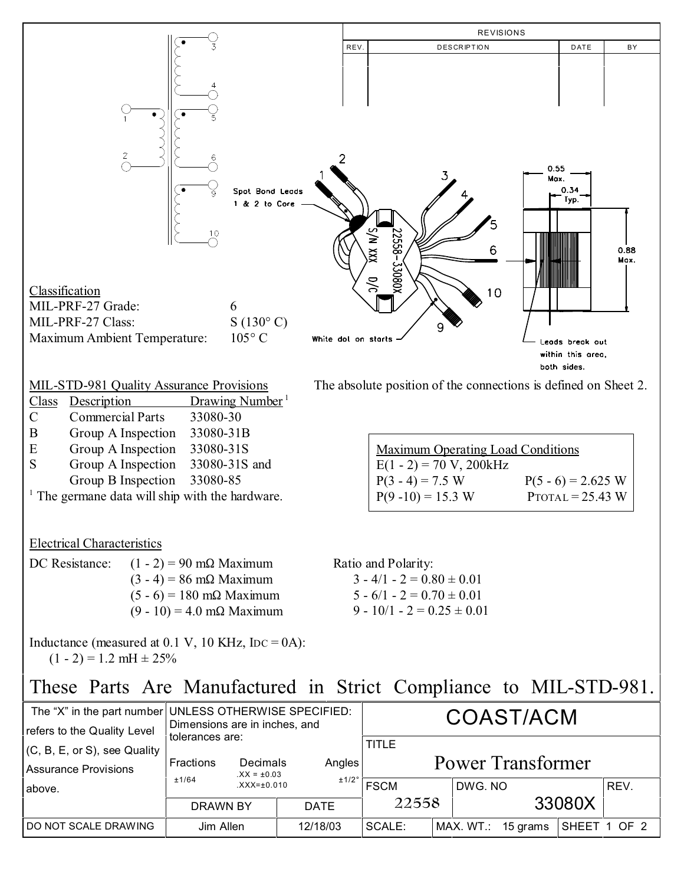| REV. | DESCRIPTION | DATE | BY |
|---|---|---|---|
| | | | |

Spot Bond Leads 1 & 2 to Core

White dot on starts

0.55 Max.

0.34 Typ.

0.88 Max.

Leads break out within this area, both sides.

Classification

| | |
|---|---|
| MIL-PRF-27 Grade: | 6 |
| MIL-PRF-27 Class: | S (130° C) |
| Maximum Ambient Temperature: | 105° C |

The absolute position of the connections is defined on Sheet 2.

MIL-STD-981 Quality Assurance Provisions

| Class | Description | Drawing Number [1] |
|---|---|---|
| C | Commercial Parts | 33080-30 |
| B | Group A Inspection | 33080-31B |
| E | Group A Inspection | 33080-31S |
| S | Group A Inspection | 33080-31S and |
| | Group B Inspection | 33080-85 |

[1] The germane data will ship with the hardware.

Maximum Operating Load Conditions

E(1 - 2) = 70 V, 200kHz

P(3 - 4) = 7.5 W    P(5 - 6) = 2.625 W

P(9 -10) = 15.3 W    PTOTAL = 25.43 W

Electrical Characteristics

DC Resistance:
- (1 - 2) = 90 mΩ Maximum
- (3 - 4) = 86 mΩ Maximum
- (5 - 6) = 180 mΩ Maximum
- (9 - 10) = 4.0 mΩ Maximum

Ratio and Polarity:
- 3 - 4/1 - 2 = 0.80 ± 0.01
- 5 - 6/1 - 2 = 0.70 ± 0.01
- 9 - 10/1 - 2 = 0.25 ± 0.01

Inductance (measured at 0.1 V, 10 KHz, $I_{DC}$ = 0A):
(1 - 2) = 1.2 mH ± 25%

# These Parts Are Manufactured in Strict Compliance to MIL-STD-981.

| | | | |
|---|---|---|---|
| The "X" in the part number refers to the Quality Level (C, B, E, or S), see Quality Assurance Provisions above. | UNLESS OTHERWISE SPECIFIED: Dimensions are in inches, and tolerances are: Fractions ±1/64; Decimals .XX = ±0.03, .XXX=±0.010; Angles ±1/2° | COAST/ACM | |
| | | TITLE: Power Transformer | |
| | DRAWN BY: Jim Allen; DATE: 12/18/03 | FSCM: 22558; DWG. NO: 33080X | REV. |
| DO NOT SCALE DRAWING | | SCALE: ; MAX. WT.: 15 grams | SHEET 1 OF 2 |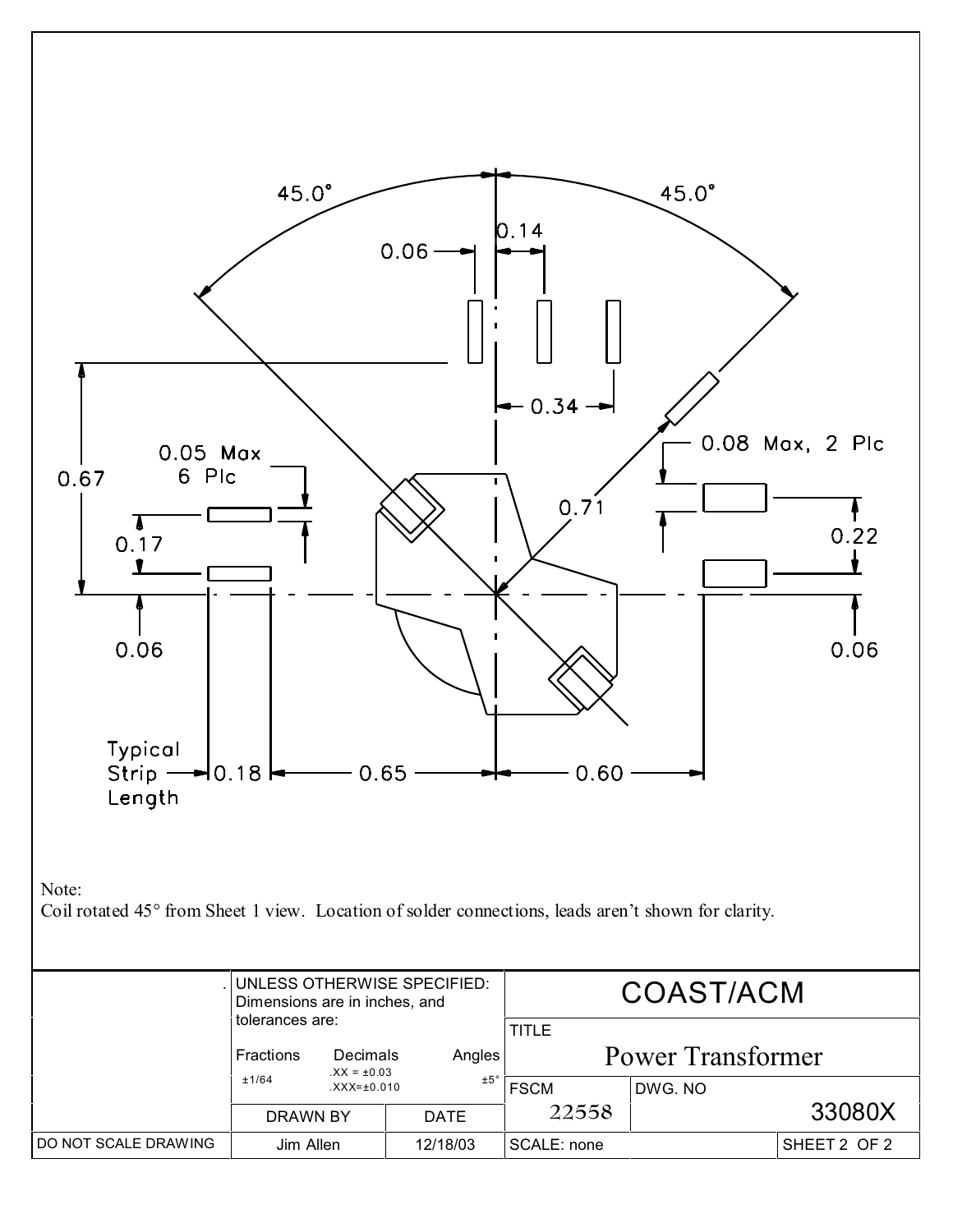45.0°

45.0°

0.06

0.14

0.34

0.67

0.05 Max
6 Plc

0.08 Max, 2 Plc

0.71

0.17

0.22

0.06

0.06

Typical
Strip
Length

0.18

0.65

0.60

Note:
Coil rotated 45° from Sheet 1 view. Location of solder connections, leads aren't shown for clarity.

| | | | | |
|---|---|---|---|---|
| | UNLESS OTHERWISE SPECIFIED: Dimensions are in inches, and tolerances are: | | COAST/ACM | |
| | Fractions ±1/64 | Decimals .XX = ±0.03 .XXX=±0.010 | Angles ±5° | TITLE Power Transformer |
| | DRAWN BY | DATE | FSCM 22558 | DWG. NO 33080X |
| DO NOT SCALE DRAWING | Jim Allen | 12/18/03 | SCALE: none | SHEET 2 OF 2 |